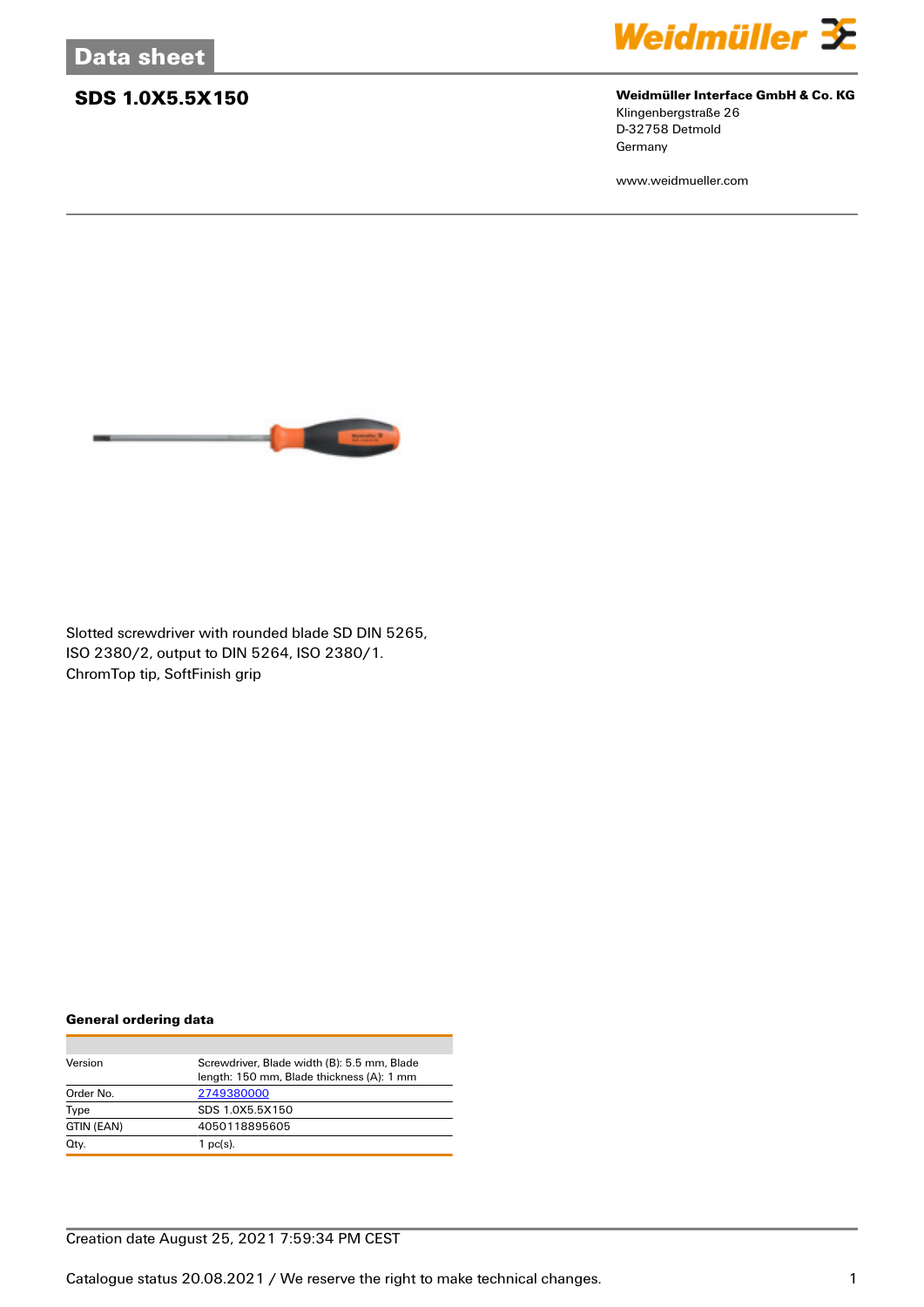# Data sheet

## SDS 1.0X5.5X150

**Weidmüller Interface GmbH & Co. KG**
Klingenbergstraße 26
D-32758 Detmold
Germany

www.weidmueller.com

Slotted screwdriver with rounded blade SD DIN 5265, ISO 2380/2, output to DIN 5264, ISO 2380/1. ChromTop tip, SoftFinish grip

### General ordering data

| | |
|---|---|
| Version | Screwdriver, Blade width (B): 5.5 mm, Blade length: 150 mm, Blade thickness (A): 1 mm |
| Order No. | 2749380000 |
| Type | SDS 1.0X5.5X150 |
| GTIN (EAN) | 4050118895605 |
| Qty. | 1 pc(s). |

Creation date August 25, 2021 7:59:34 PM CEST

Catalogue status 20.08.2021 / We reserve the right to make technical changes.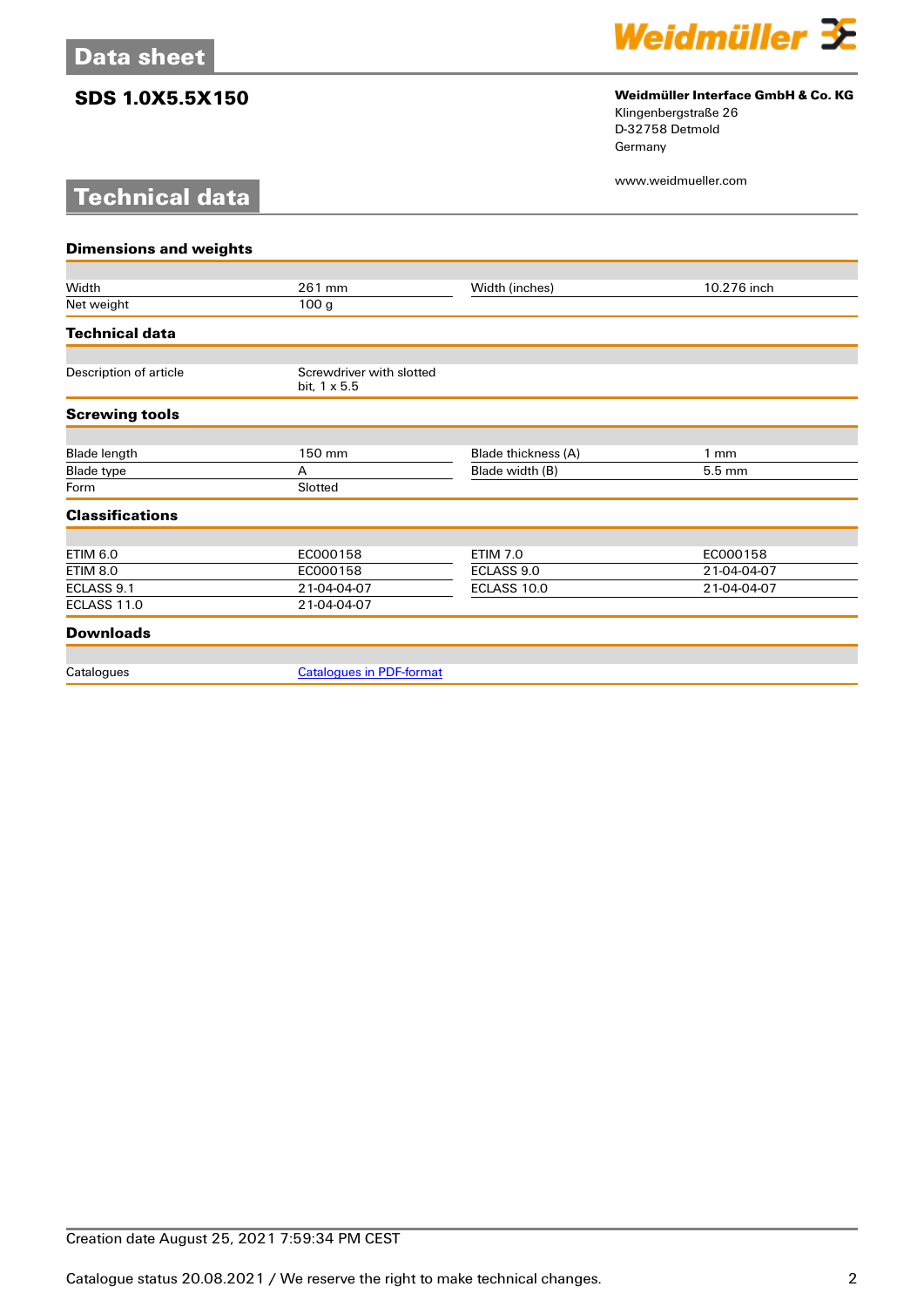# SDS 1.0X5.5X150

**Weidmüller Interface GmbH & Co. KG**
Klingenbergstraße 26
D-32758 Detmold
Germany

www.weidmueller.com

## Technical data

### Dimensions and weights

| | | | |
|---|---|---|---|
| Width | 261 mm | Width (inches) | 10.276 inch |
| Net weight | 100 g | | |

### Technical data

| | |
|---|---|
| Description of article | Screwdriver with slotted bit, 1 x 5.5 |

### Screwing tools

| | | | |
|---|---|---|---|
| Blade length | 150 mm | Blade thickness (A) | 1 mm |
| Blade type | A | Blade width (B) | 5.5 mm |
| Form | Slotted | | |

### Classifications

| | | | |
|---|---|---|---|
| ETIM 6.0 | EC000158 | ETIM 7.0 | EC000158 |
| ETIM 8.0 | EC000158 | ECLASS 9.0 | 21-04-04-07 |
| ECLASS 9.1 | 21-04-04-07 | ECLASS 10.0 | 21-04-04-07 |
| ECLASS 11.0 | 21-04-04-07 | | |

### Downloads

| | |
|---|---|
| Catalogues | Catalogues in PDF-format |

Creation date August 25, 2021 7:59:34 PM CEST

Catalogue status 20.08.2021 / We reserve the right to make technical changes.